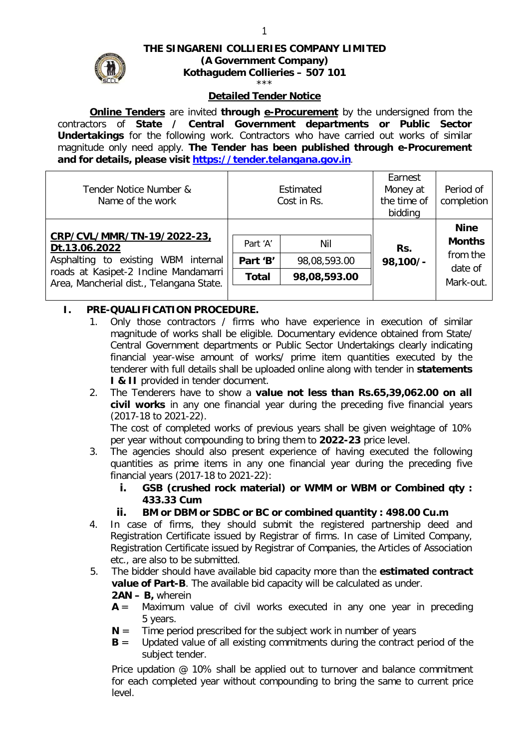**THE SINGARENI COLLIERIES COMPANY LIMITED**
**(A Government Company)**
**Kothagudem Collieries – 507 101**

\*\*\*

## Detailed Tender Notice

**Online Tenders** are invited **through e-Procurement** by the undersigned from the contractors of **State / Central Government departments or Public Sector Undertakings** for the following work. Contractors who have carried out works of similar magnitude only need apply. **The Tender has been published through e-Procurement and for details, please visit https://tender.telangana.gov.in**.

| Tender Notice Number & Name of the work | Estimated Cost in Rs. | | Earnest Money at the time of bidding | Period of completion |
|---|---|---|---|---|
| **CRP/CVL/MMR/TN-19/2022-23, Dt.13.06.2022** Asphalting to existing WBM internal roads at Kasipet-2 Incline Mandamarri Area, Mancherial dist., Telangana State. | Part 'A' | Nil | **Rs. 98,100/-** | **Nine Months** from the date of Mark-out. |
| | **Part 'B'** | 98,08,593.00 | | |
| | **Total** | **98,08,593.00** | | |

**I. PRE-QUALIFICATION PROCEDURE.**

1. Only those contractors / firms who have experience in execution of similar magnitude of works shall be eligible. Documentary evidence obtained from State/ Central Government departments or Public Sector Undertakings clearly indicating financial year-wise amount of works/ prime item quantities executed by the tenderer with full details shall be uploaded online along with tender in **statements I & II** provided in tender document.
2. The Tenderers have to show a **value not less than Rs.65,39,062.00 on all civil works** in any one financial year during the preceding five financial years (2017-18 to 2021-22).
   The cost of completed works of previous years shall be given weightage of 10% per year without compounding to bring them to **2022-23** price level.
3. The agencies should also present experience of having executed the following quantities as prime items in any one financial year during the preceding five financial years (2017-18 to 2021-22):
   - **i. GSB (crushed rock material) or WMM or WBM or Combined qty : 433.33 Cum**
   - **ii. BM or DBM or SDBC or BC or combined quantity : 498.00 Cu.m**
4. In case of firms, they should submit the registered partnership deed and Registration Certificate issued by Registrar of firms. In case of Limited Company, Registration Certificate issued by Registrar of Companies, the Articles of Association etc., are also to be submitted.
5. The bidder should have available bid capacity more than the **estimated contract value of Part-B**. The available bid capacity will be calculated as under.
   **2AN – B,** wherein
   **A** = Maximum value of civil works executed in any one year in preceding 5 years.
   **N** = Time period prescribed for the subject work in number of years
   **B** = Updated value of all existing commitments during the contract period of the subject tender.

   Price updation @ 10% shall be applied out to turnover and balance commitment for each completed year without compounding to bring the same to current price level.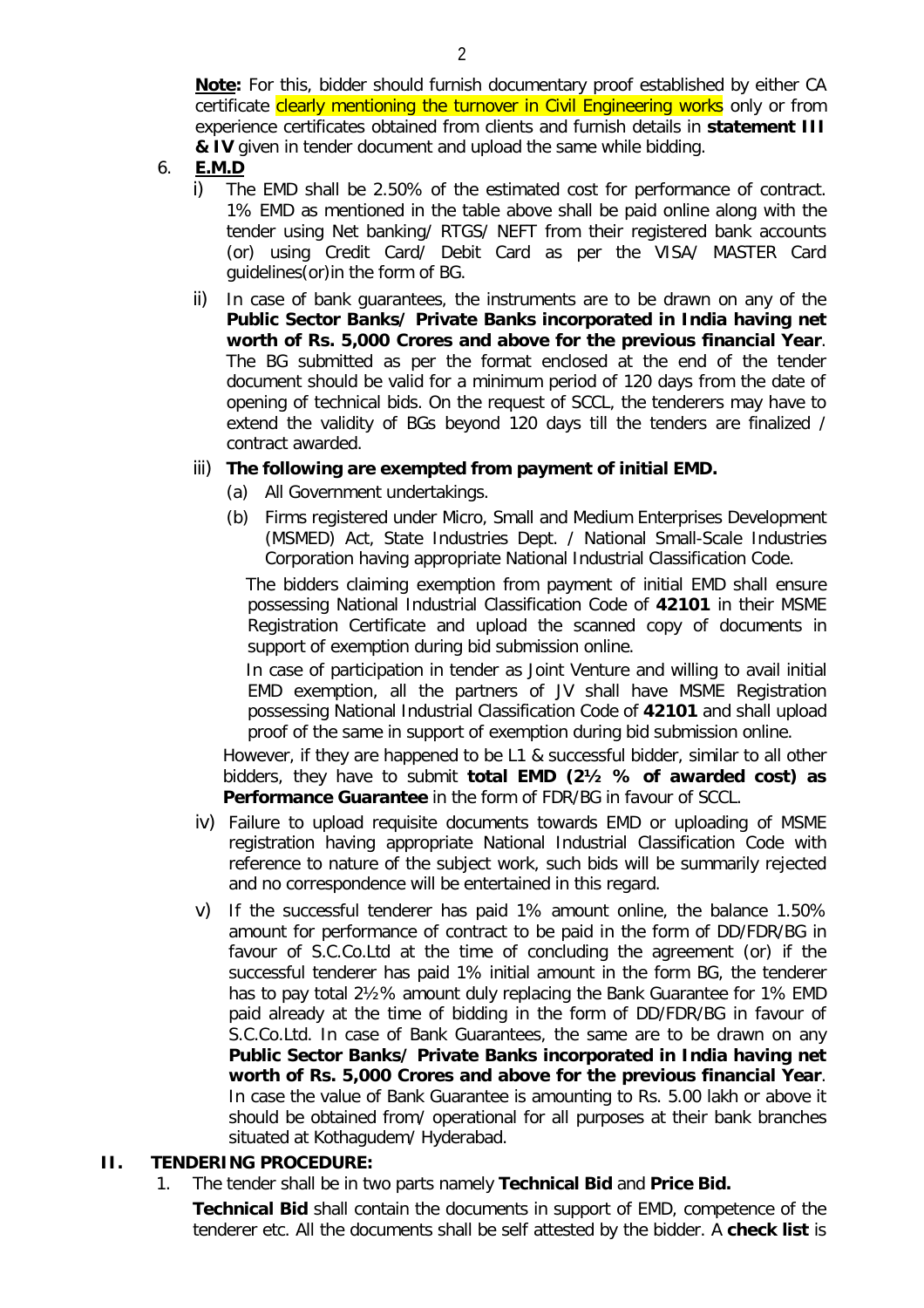**Note:** For this, bidder should furnish documentary proof established by either CA certificate clearly mentioning the turnover in Civil Engineering works only or from experience certificates obtained from clients and furnish details in **statement III & IV** given in tender document and upload the same while bidding.

6. **E.M.D**

   i) The EMD shall be 2.50% of the estimated cost for performance of contract. 1% EMD as mentioned in the table above shall be paid online along with the tender using Net banking/ RTGS/ NEFT from their registered bank accounts (or) using Credit Card/ Debit Card as per the VISA/ MASTER Card guidelines(or)in the form of BG.

   ii) In case of bank guarantees, the instruments are to be drawn on any of the **Public Sector Banks/ Private Banks incorporated in India having net worth of Rs. 5,000 Crores and above for the previous financial Year**. The BG submitted as per the format enclosed at the end of the tender document should be valid for a minimum period of 120 days from the date of opening of technical bids. On the request of SCCL, the tenderers may have to extend the validity of BGs beyond 120 days till the tenders are finalized / contract awarded.

   iii) **The following are exempted from payment of initial EMD.**

      (a) All Government undertakings.

      (b) Firms registered under Micro, Small and Medium Enterprises Development (MSMED) Act, State Industries Dept. / National Small-Scale Industries Corporation having appropriate National Industrial Classification Code.

      The bidders claiming exemption from payment of initial EMD shall ensure possessing National Industrial Classification Code of **42101** in their MSME Registration Certificate and upload the scanned copy of documents in support of exemption during bid submission online.

      In case of participation in tender as Joint Venture and willing to avail initial EMD exemption, all the partners of JV shall have MSME Registration possessing National Industrial Classification Code of **42101** and shall upload proof of the same in support of exemption during bid submission online.

   However, if they are happened to be L1 & successful bidder, similar to all other bidders, they have to submit **total EMD (2½ % of awarded cost) as Performance Guarantee** in the form of FDR/BG in favour of SCCL.

   iv) Failure to upload requisite documents towards EMD or uploading of MSME registration having appropriate National Industrial Classification Code with reference to nature of the subject work, such bids will be summarily rejected and no correspondence will be entertained in this regard.

   v) If the successful tenderer has paid 1% amount online, the balance 1.50% amount for performance of contract to be paid in the form of DD/FDR/BG in favour of S.C.Co.Ltd at the time of concluding the agreement (or) if the successful tenderer has paid 1% initial amount in the form BG, the tenderer has to pay total 2½% amount duly replacing the Bank Guarantee for 1% EMD paid already at the time of bidding in the form of DD/FDR/BG in favour of S.C.Co.Ltd. In case of Bank Guarantees, the same are to be drawn on any **Public Sector Banks/ Private Banks incorporated in India having net worth of Rs. 5,000 Crores and above for the previous financial Year**. In case the value of Bank Guarantee is amounting to Rs. 5.00 lakh or above it should be obtained from/ operational for all purposes at their bank branches situated at Kothagudem/ Hyderabad.

## II. TENDERING PROCEDURE:

1. The tender shall be in two parts namely **Technical Bid** and **Price Bid.**

   **Technical Bid** shall contain the documents in support of EMD, competence of the tenderer etc. All the documents shall be self attested by the bidder. A **check list** is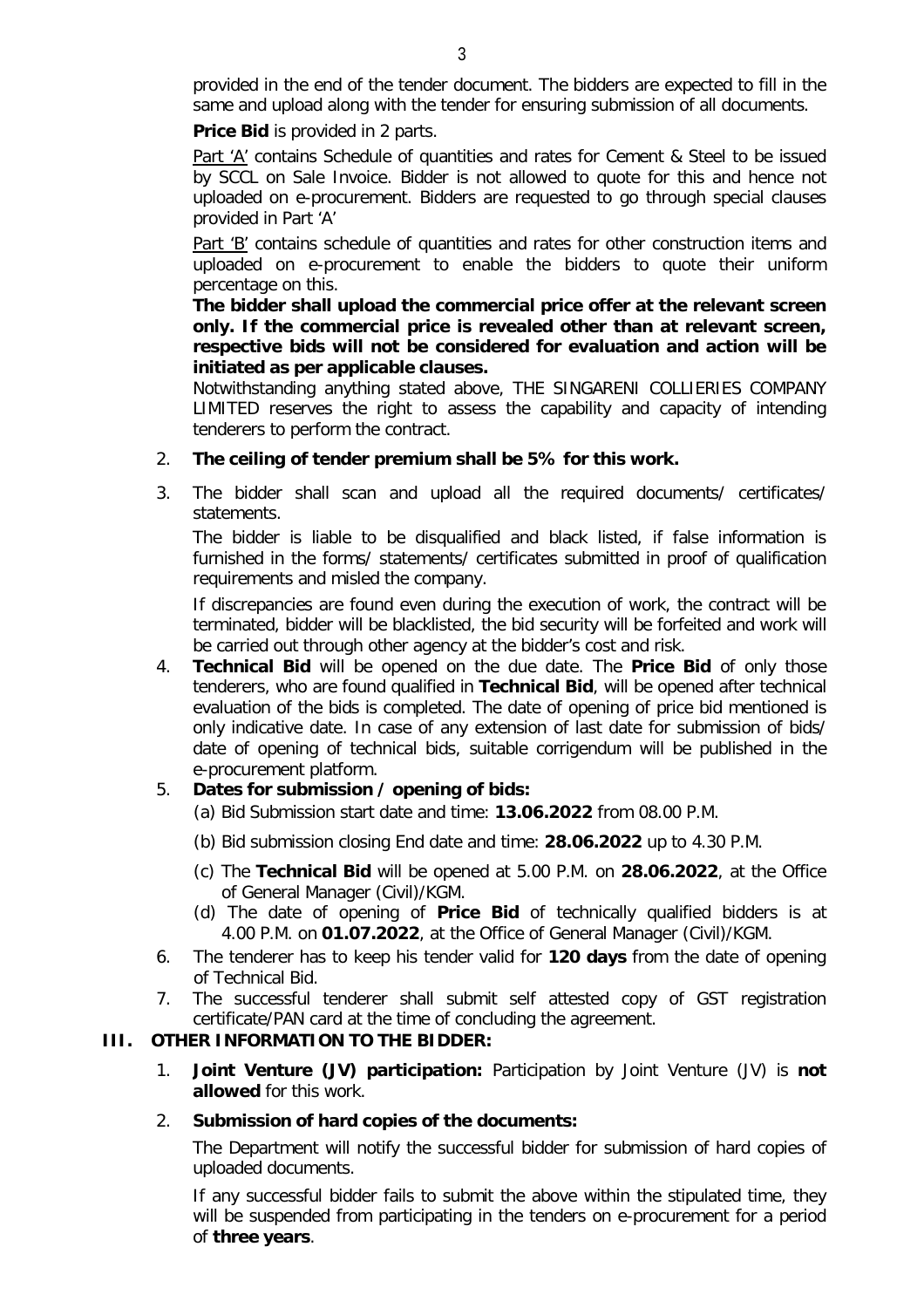provided in the end of the tender document. The bidders are expected to fill in the same and upload along with the tender for ensuring submission of all documents.

**Price Bid** is provided in 2 parts.

Part 'A' contains Schedule of quantities and rates for Cement & Steel to be issued by SCCL on Sale Invoice. Bidder is not allowed to quote for this and hence not uploaded on e-procurement. Bidders are requested to go through special clauses provided in Part 'A'

Part 'B' contains schedule of quantities and rates for other construction items and uploaded on e-procurement to enable the bidders to quote their uniform percentage on this.

**The bidder shall upload the commercial price offer at the relevant screen only. If the commercial price is revealed other than at relevant screen, respective bids will not be considered for evaluation and action will be initiated as per applicable clauses.**

Notwithstanding anything stated above, THE SINGARENI COLLIERIES COMPANY LIMITED reserves the right to assess the capability and capacity of intending tenderers to perform the contract.

2. **The ceiling of tender premium shall be 5% for this work.**

3. The bidder shall scan and upload all the required documents/ certificates/ statements.

   The bidder is liable to be disqualified and black listed, if false information is furnished in the forms/ statements/ certificates submitted in proof of qualification requirements and misled the company.

   If discrepancies are found even during the execution of work, the contract will be terminated, bidder will be blacklisted, the bid security will be forfeited and work will be carried out through other agency at the bidder's cost and risk.

4. **Technical Bid** will be opened on the due date. The **Price Bid** of only those tenderers, who are found qualified in **Technical Bid**, will be opened after technical evaluation of the bids is completed. The date of opening of price bid mentioned is only indicative date. In case of any extension of last date for submission of bids/ date of opening of technical bids, suitable corrigendum will be published in the e-procurement platform.

5. **Dates for submission / opening of bids:**
   (a) Bid Submission start date and time: **13.06.2022** from 08.00 P.M.

   (b) Bid submission closing End date and time: **28.06.2022** up to 4.30 P.M.

   (c) The **Technical Bid** will be opened at 5.00 P.M. on **28.06.2022**, at the Office of General Manager (Civil)/KGM.

   (d) The date of opening of **Price Bid** of technically qualified bidders is at 4.00 P.M. on **01.07.2022**, at the Office of General Manager (Civil)/KGM.

6. The tenderer has to keep his tender valid for **120 days** from the date of opening of Technical Bid.

7. The successful tenderer shall submit self attested copy of GST registration certificate/PAN card at the time of concluding the agreement.

## III. OTHER INFORMATION TO THE BIDDER:

1. **Joint Venture (JV) participation:** Participation by Joint Venture (JV) is **not allowed** for this work.

2. **Submission of hard copies of the documents:**

   The Department will notify the successful bidder for submission of hard copies of uploaded documents.

   If any successful bidder fails to submit the above within the stipulated time, they will be suspended from participating in the tenders on e-procurement for a period of **three years**.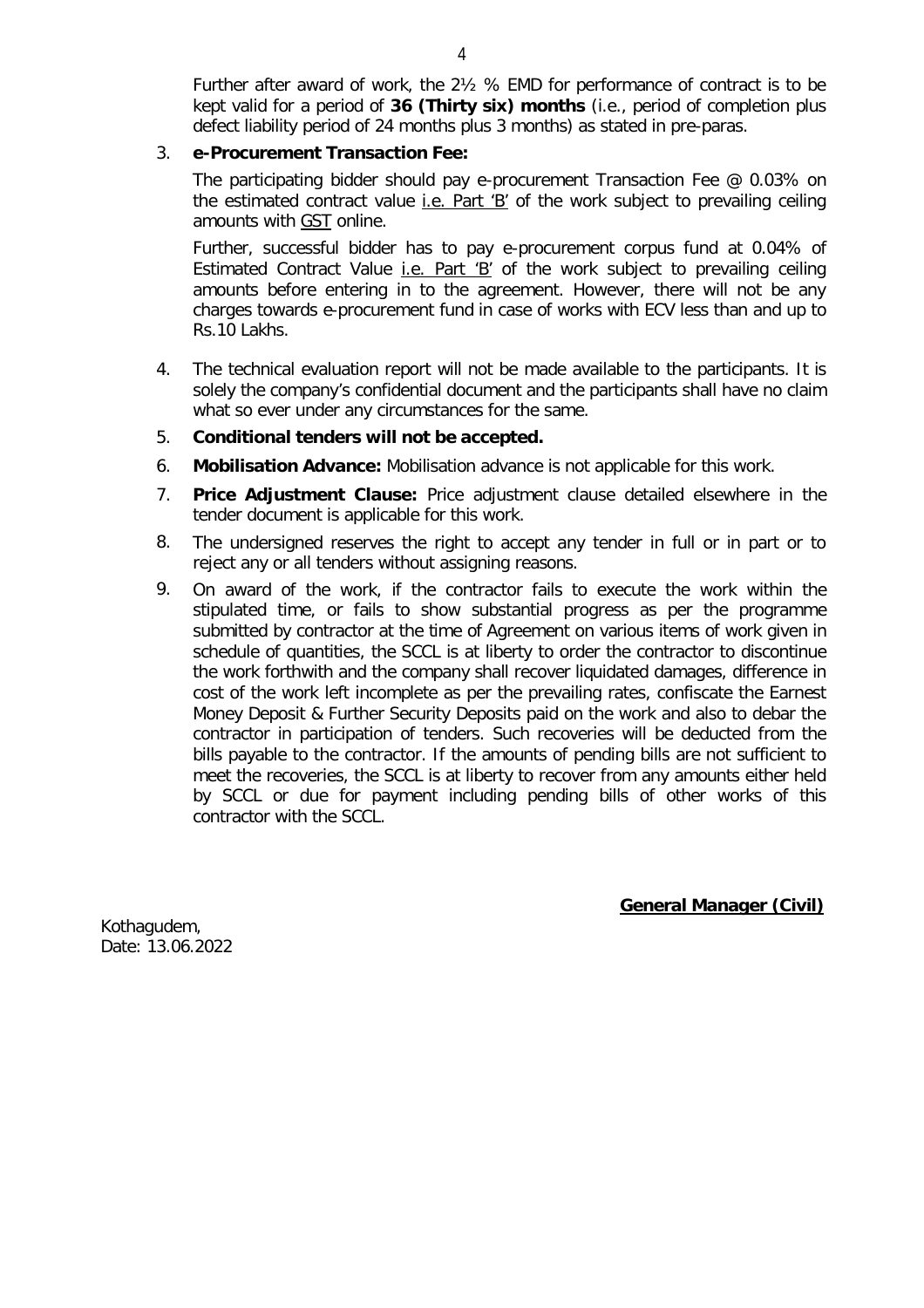Further after award of work, the 2½ % EMD for performance of contract is to be kept valid for a period of **36 (Thirty six) months** (i.e., period of completion plus defect liability period of 24 months plus 3 months) as stated in pre-paras.

3. **e-Procurement Transaction Fee:**

   The participating bidder should pay e-procurement Transaction Fee @ 0.03% on the estimated contract value i.e. Part 'B' of the work subject to prevailing ceiling amounts with GST online.

   Further, successful bidder has to pay e-procurement corpus fund at 0.04% of Estimated Contract Value i.e. Part 'B' of the work subject to prevailing ceiling amounts before entering in to the agreement. However, there will not be any charges towards e-procurement fund in case of works with ECV less than and up to Rs.10 Lakhs.

4. The technical evaluation report will not be made available to the participants. It is solely the company's confidential document and the participants shall have no claim what so ever under any circumstances for the same.

5. **Conditional tenders will not be accepted.**

6. **Mobilisation Advance:** Mobilisation advance is not applicable for this work.

7. **Price Adjustment Clause:** Price adjustment clause detailed elsewhere in the tender document is applicable for this work.

8. The undersigned reserves the right to accept any tender in full or in part or to reject any or all tenders without assigning reasons.

9. On award of the work, if the contractor fails to execute the work within the stipulated time, or fails to show substantial progress as per the programme submitted by contractor at the time of Agreement on various items of work given in schedule of quantities, the SCCL is at liberty to order the contractor to discontinue the work forthwith and the company shall recover liquidated damages, difference in cost of the work left incomplete as per the prevailing rates, confiscate the Earnest Money Deposit & Further Security Deposits paid on the work and also to debar the contractor in participation of tenders. Such recoveries will be deducted from the bills payable to the contractor. If the amounts of pending bills are not sufficient to meet the recoveries, the SCCL is at liberty to recover from any amounts either held by SCCL or due for payment including pending bills of other works of this contractor with the SCCL.

**General Manager (Civil)**

Kothagudem,
Date: 13.06.2022